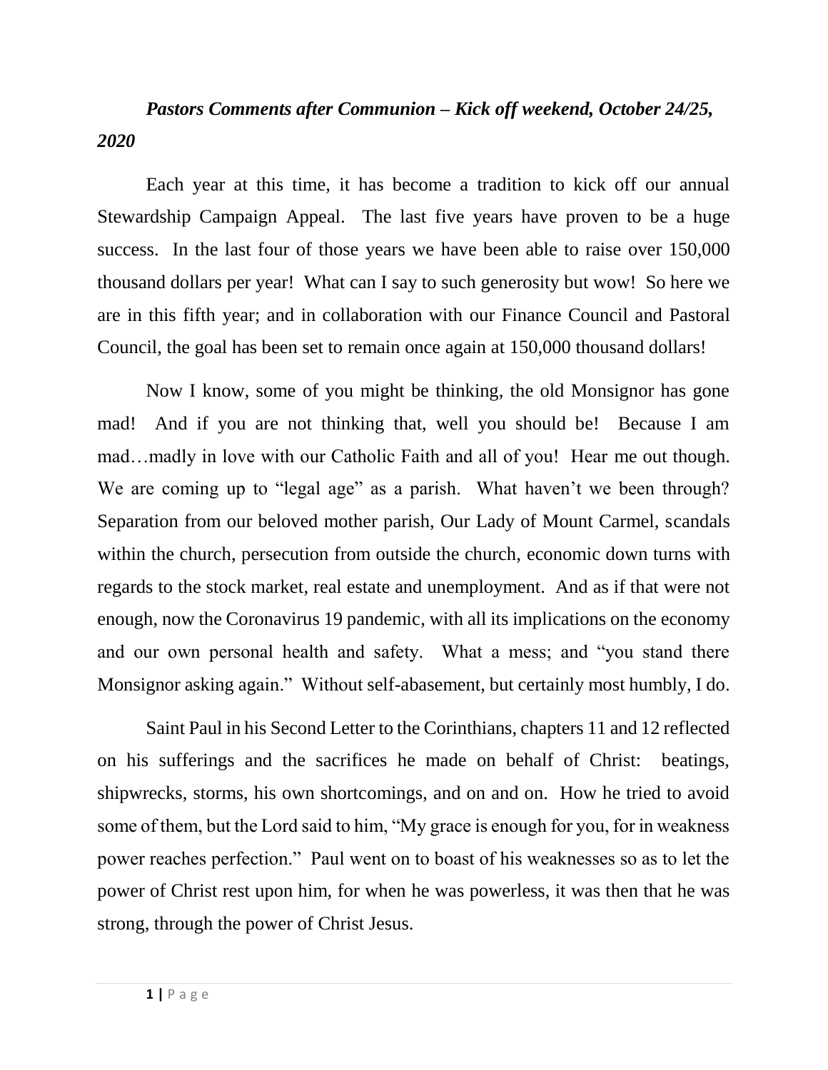***Pastors Comments after Communion – Kick off weekend, October 24/25, 2020***

Each year at this time, it has become a tradition to kick off our annual Stewardship Campaign Appeal. The last five years have proven to be a huge success. In the last four of those years we have been able to raise over 150,000 thousand dollars per year! What can I say to such generosity but wow! So here we are in this fifth year; and in collaboration with our Finance Council and Pastoral Council, the goal has been set to remain once again at 150,000 thousand dollars!

Now I know, some of you might be thinking, the old Monsignor has gone mad! And if you are not thinking that, well you should be! Because I am mad…madly in love with our Catholic Faith and all of you! Hear me out though. We are coming up to "legal age" as a parish. What haven't we been through? Separation from our beloved mother parish, Our Lady of Mount Carmel, scandals within the church, persecution from outside the church, economic down turns with regards to the stock market, real estate and unemployment. And as if that were not enough, now the Coronavirus 19 pandemic, with all its implications on the economy and our own personal health and safety. What a mess; and "you stand there Monsignor asking again." Without self-abasement, but certainly most humbly, I do.

Saint Paul in his Second Letter to the Corinthians, chapters 11 and 12 reflected on his sufferings and the sacrifices he made on behalf of Christ: beatings, shipwrecks, storms, his own shortcomings, and on and on. How he tried to avoid some of them, but the Lord said to him, "My grace is enough for you, for in weakness power reaches perfection." Paul went on to boast of his weaknesses so as to let the power of Christ rest upon him, for when he was powerless, it was then that he was strong, through the power of Christ Jesus.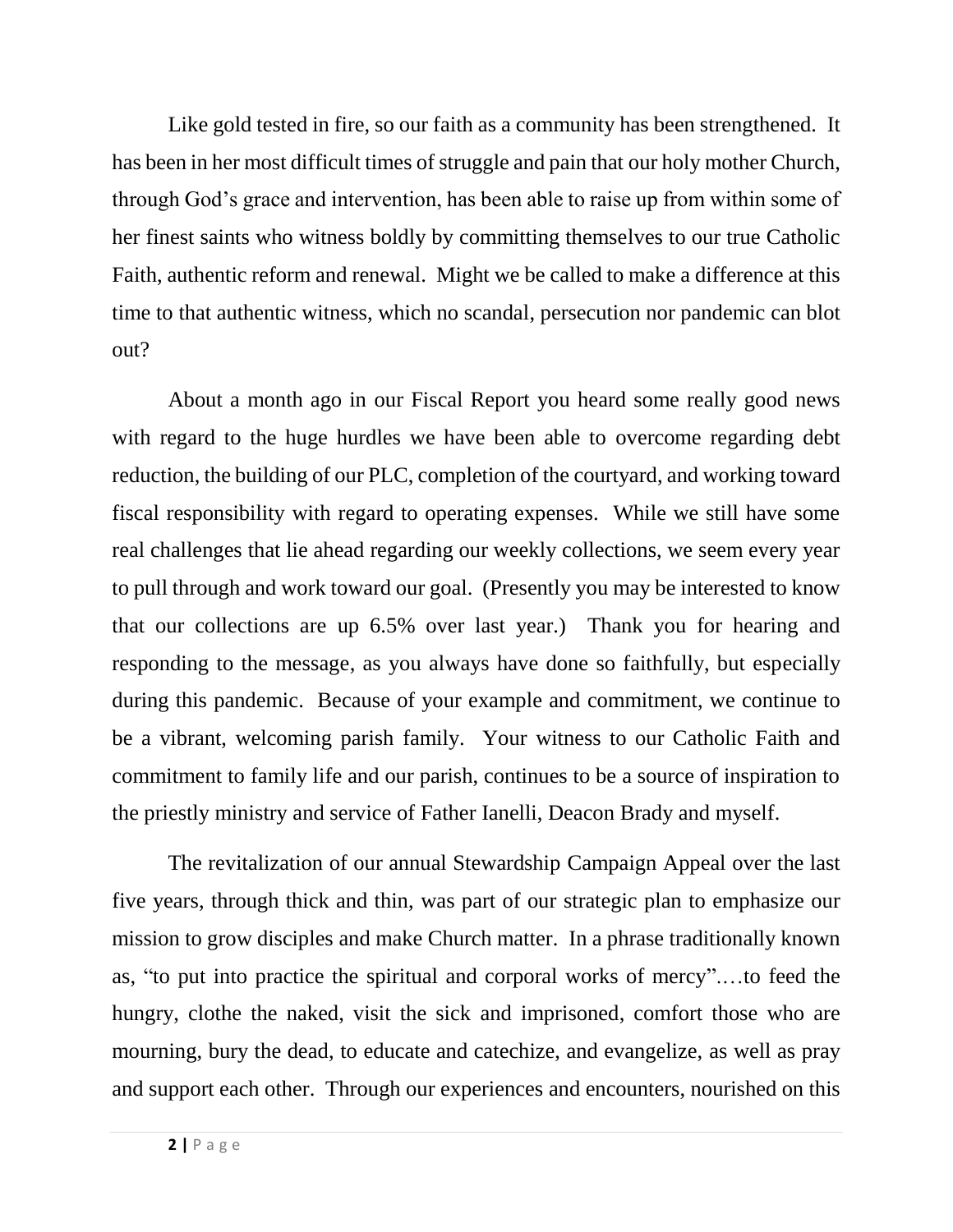Like gold tested in fire, so our faith as a community has been strengthened. It has been in her most difficult times of struggle and pain that our holy mother Church, through God's grace and intervention, has been able to raise up from within some of her finest saints who witness boldly by committing themselves to our true Catholic Faith, authentic reform and renewal. Might we be called to make a difference at this time to that authentic witness, which no scandal, persecution nor pandemic can blot out?

About a month ago in our Fiscal Report you heard some really good news with regard to the huge hurdles we have been able to overcome regarding debt reduction, the building of our PLC, completion of the courtyard, and working toward fiscal responsibility with regard to operating expenses. While we still have some real challenges that lie ahead regarding our weekly collections, we seem every year to pull through and work toward our goal. (Presently you may be interested to know that our collections are up 6.5% over last year.) Thank you for hearing and responding to the message, as you always have done so faithfully, but especially during this pandemic. Because of your example and commitment, we continue to be a vibrant, welcoming parish family. Your witness to our Catholic Faith and commitment to family life and our parish, continues to be a source of inspiration to the priestly ministry and service of Father Ianelli, Deacon Brady and myself.

The revitalization of our annual Stewardship Campaign Appeal over the last five years, through thick and thin, was part of our strategic plan to emphasize our mission to grow disciples and make Church matter. In a phrase traditionally known as, "to put into practice the spiritual and corporal works of mercy"….to feed the hungry, clothe the naked, visit the sick and imprisoned, comfort those who are mourning, bury the dead, to educate and catechize, and evangelize, as well as pray and support each other. Through our experiences and encounters, nourished on this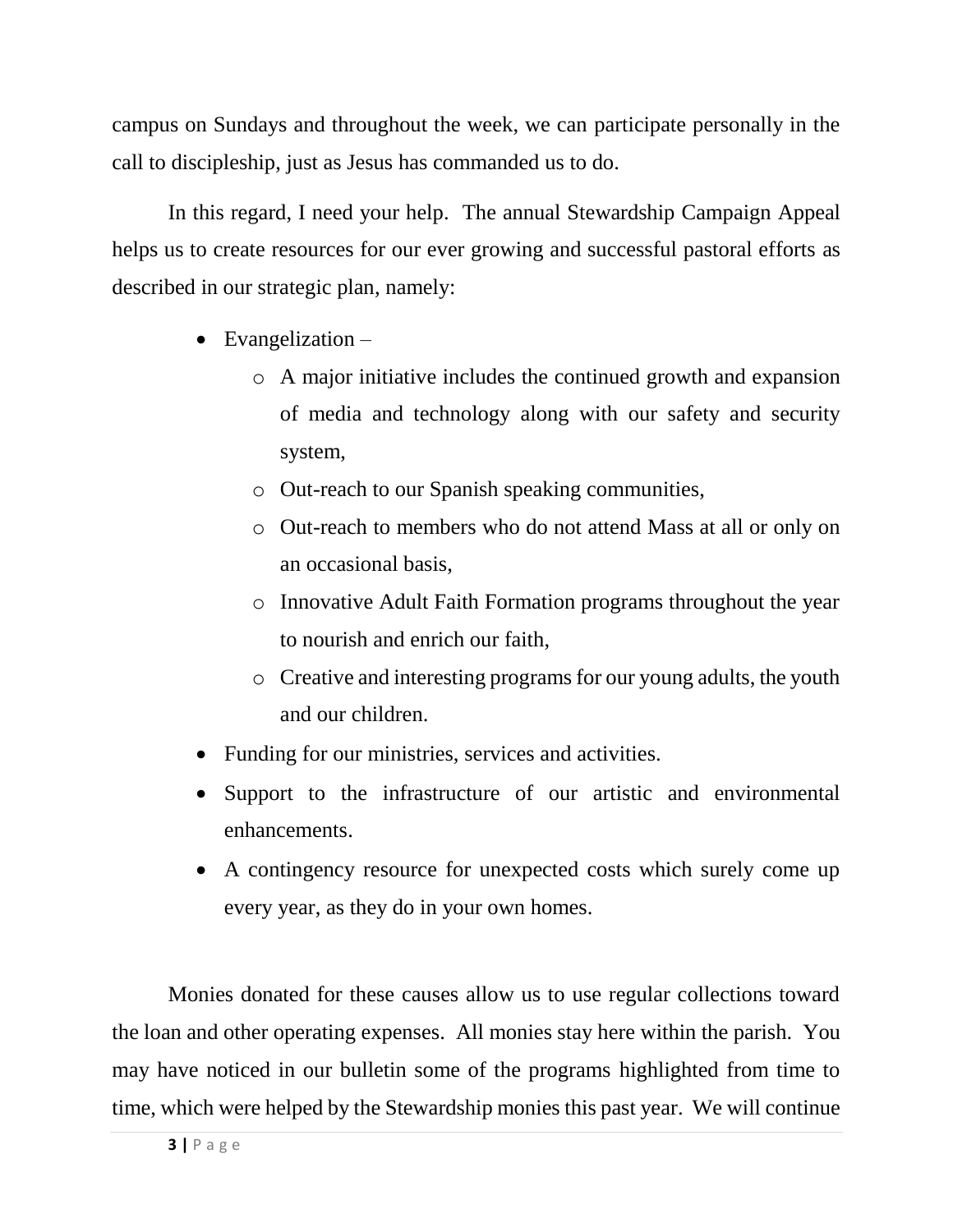campus on Sundays and throughout the week, we can participate personally in the call to discipleship, just as Jesus has commanded us to do.

In this regard, I need your help. The annual Stewardship Campaign Appeal helps us to create resources for our ever growing and successful pastoral efforts as described in our strategic plan, namely:

- Evangelization –
  - A major initiative includes the continued growth and expansion of media and technology along with our safety and security system,
  - Out-reach to our Spanish speaking communities,
  - Out-reach to members who do not attend Mass at all or only on an occasional basis,
  - Innovative Adult Faith Formation programs throughout the year to nourish and enrich our faith,
  - Creative and interesting programs for our young adults, the youth and our children.
- Funding for our ministries, services and activities.
- Support to the infrastructure of our artistic and environmental enhancements.
- A contingency resource for unexpected costs which surely come up every year, as they do in your own homes.

Monies donated for these causes allow us to use regular collections toward the loan and other operating expenses. All monies stay here within the parish. You may have noticed in our bulletin some of the programs highlighted from time to time, which were helped by the Stewardship monies this past year. We will continue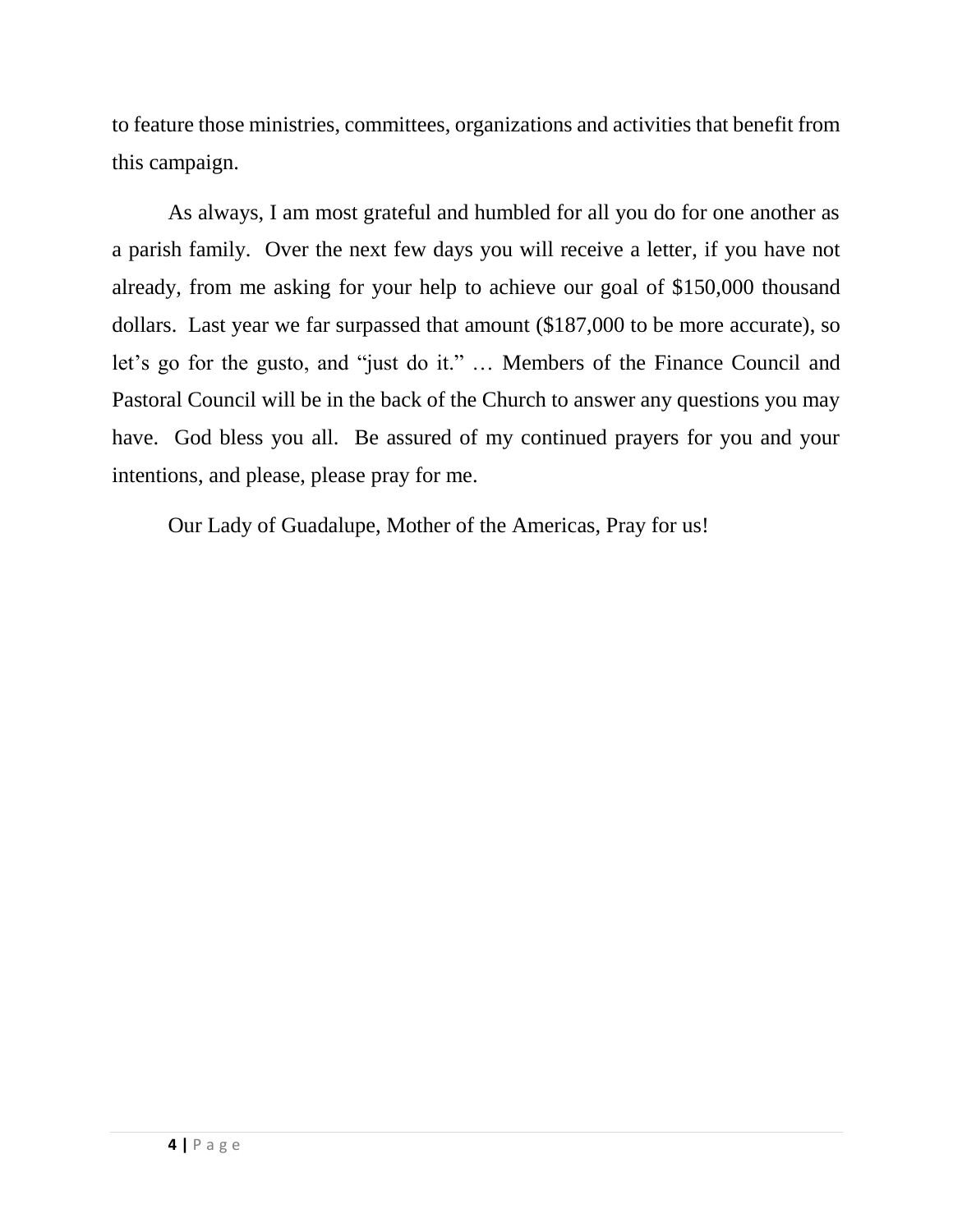to feature those ministries, committees, organizations and activities that benefit from this campaign.

As always, I am most grateful and humbled for all you do for one another as a parish family. Over the next few days you will receive a letter, if you have not already, from me asking for your help to achieve our goal of $150,000 thousand dollars. Last year we far surpassed that amount ($187,000 to be more accurate), so let's go for the gusto, and "just do it." … Members of the Finance Council and Pastoral Council will be in the back of the Church to answer any questions you may have. God bless you all. Be assured of my continued prayers for you and your intentions, and please, please pray for me.

Our Lady of Guadalupe, Mother of the Americas, Pray for us!